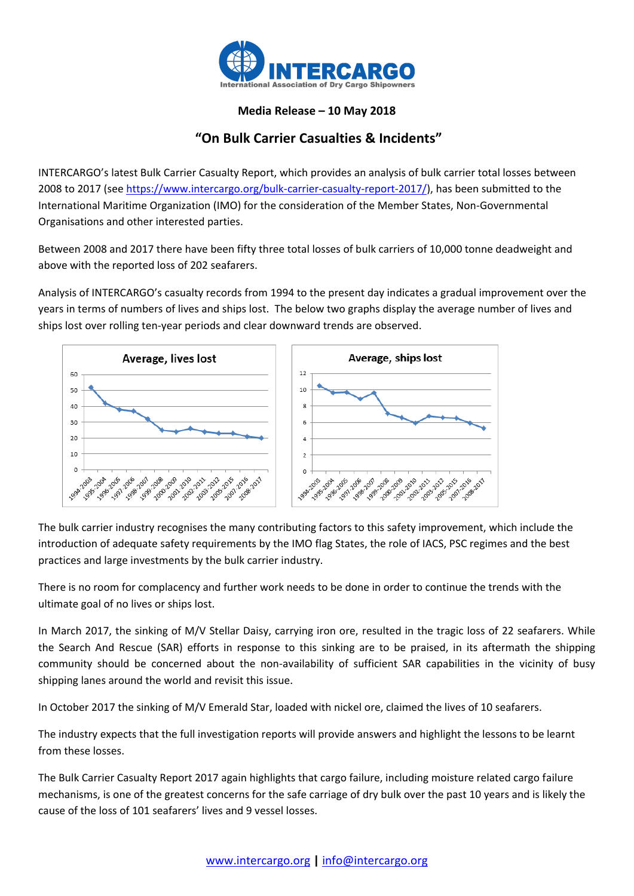**INTERCARGO**
International Association of Dry Cargo Shipowners

**Media Release – 10 May 2018**

## "On Bulk Carrier Casualties & Incidents"

INTERCARGO's latest Bulk Carrier Casualty Report, which provides an analysis of bulk carrier total losses between 2008 to 2017 (see https://www.intercargo.org/bulk-carrier-casualty-report-2017/), has been submitted to the International Maritime Organization (IMO) for the consideration of the Member States, Non-Governmental Organisations and other interested parties.

Between 2008 and 2017 there have been fifty three total losses of bulk carriers of 10,000 tonne deadweight and above with the reported loss of 202 seafarers.

Analysis of INTERCARGO's casualty records from 1994 to the present day indicates a gradual improvement over the years in terms of numbers of lives and ships lost. The below two graphs display the average number of lives and ships lost over rolling ten-year periods and clear downward trends are observed.

**Average, lives lost**

**Average, ships lost**

The bulk carrier industry recognises the many contributing factors to this safety improvement, which include the introduction of adequate safety requirements by the IMO flag States, the role of IACS, PSC regimes and the best practices and large investments by the bulk carrier industry.

There is no room for complacency and further work needs to be done in order to continue the trends with the ultimate goal of no lives or ships lost.

In March 2017, the sinking of M/V Stellar Daisy, carrying iron ore, resulted in the tragic loss of 22 seafarers. While the Search And Rescue (SAR) efforts in response to this sinking are to be praised, in its aftermath the shipping community should be concerned about the non-availability of sufficient SAR capabilities in the vicinity of busy shipping lanes around the world and revisit this issue.

In October 2017 the sinking of M/V Emerald Star, loaded with nickel ore, claimed the lives of 10 seafarers.

The industry expects that the full investigation reports will provide answers and highlight the lessons to be learnt from these losses.

The Bulk Carrier Casualty Report 2017 again highlights that cargo failure, including moisture related cargo failure mechanisms, is one of the greatest concerns for the safe carriage of dry bulk over the past 10 years and is likely the cause of the loss of 101 seafarers' lives and 9 vessel losses.

www.intercargo.org | info@intercargo.org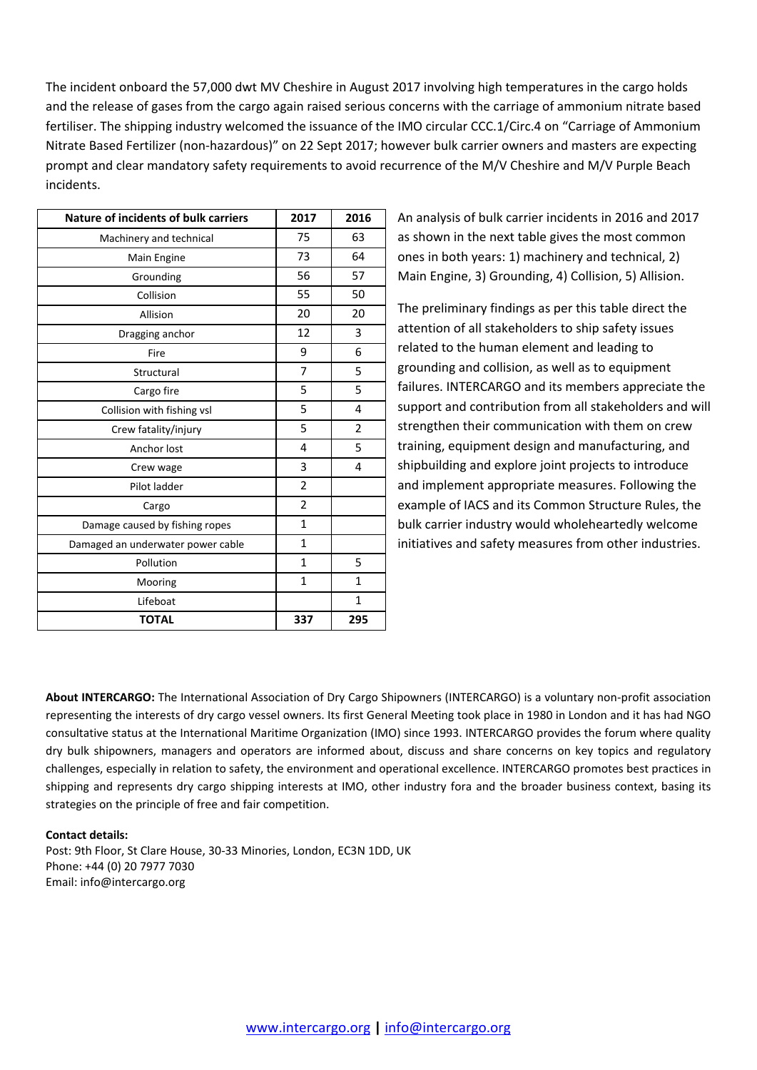The incident onboard the 57,000 dwt MV Cheshire in August 2017 involving high temperatures in the cargo holds and the release of gases from the cargo again raised serious concerns with the carriage of ammonium nitrate based fertiliser. The shipping industry welcomed the issuance of the IMO circular CCC.1/Circ.4 on "Carriage of Ammonium Nitrate Based Fertilizer (non-hazardous)" on 22 Sept 2017; however bulk carrier owners and masters are expecting prompt and clear mandatory safety requirements to avoid recurrence of the M/V Cheshire and M/V Purple Beach incidents.

| Nature of incidents of bulk carriers | 2017 | 2016 |
|---|---|---|
| Machinery and technical | 75 | 63 |
| Main Engine | 73 | 64 |
| Grounding | 56 | 57 |
| Collision | 55 | 50 |
| Allision | 20 | 20 |
| Dragging anchor | 12 | 3 |
| Fire | 9 | 6 |
| Structural | 7 | 5 |
| Cargo fire | 5 | 5 |
| Collision with fishing vsl | 5 | 4 |
| Crew fatality/injury | 5 | 2 |
| Anchor lost | 4 | 5 |
| Crew wage | 3 | 4 |
| Pilot ladder | 2 | |
| Cargo | 2 | |
| Damage caused by fishing ropes | 1 | |
| Damaged an underwater power cable | 1 | |
| Pollution | 1 | 5 |
| Mooring | 1 | 1 |
| Lifeboat | | 1 |
| **TOTAL** | **337** | **295** |

An analysis of bulk carrier incidents in 2016 and 2017 as shown in the next table gives the most common ones in both years: 1) machinery and technical, 2) Main Engine, 3) Grounding, 4) Collision, 5) Allision.

The preliminary findings as per this table direct the attention of all stakeholders to ship safety issues related to the human element and leading to grounding and collision, as well as to equipment failures. INTERCARGO and its members appreciate the support and contribution from all stakeholders and will strengthen their communication with them on crew training, equipment design and manufacturing, and shipbuilding and explore joint projects to introduce and implement appropriate measures. Following the example of IACS and its Common Structure Rules, the bulk carrier industry would wholeheartedly welcome initiatives and safety measures from other industries.

**About INTERCARGO:** The International Association of Dry Cargo Shipowners (INTERCARGO) is a voluntary non-profit association representing the interests of dry cargo vessel owners. Its first General Meeting took place in 1980 in London and it has had NGO consultative status at the International Maritime Organization (IMO) since 1993. INTERCARGO provides the forum where quality dry bulk shipowners, managers and operators are informed about, discuss and share concerns on key topics and regulatory challenges, especially in relation to safety, the environment and operational excellence. INTERCARGO promotes best practices in shipping and represents dry cargo shipping interests at IMO, other industry fora and the broader business context, basing its strategies on the principle of free and fair competition.

**Contact details:**
Post: 9th Floor, St Clare House, 30-33 Minories, London, EC3N 1DD, UK
Phone: +44 (0) 20 7977 7030
Email: info@intercargo.org

www.intercargo.org | info@intercargo.org